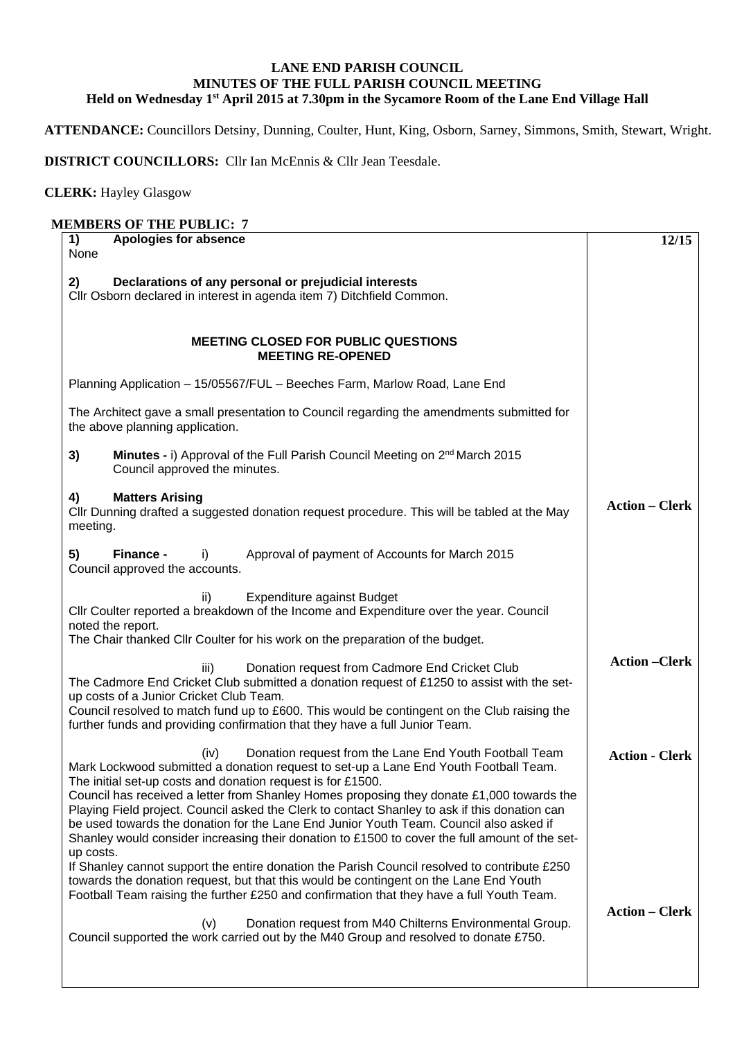# LANE END PARISH COUNCIL
## MINUTES OF THE FULL PARISH COUNCIL MEETING
### Held on Wednesday 1st April 2015 at 7.30pm in the Sycamore Room of the Lane End Village Hall

**ATTENDANCE:** Councillors Detsiny, Dunning, Coulter, Hunt, King, Osborn, Sarney, Simmons, Smith, Stewart, Wright.

**DISTRICT COUNCILLORS:** Cllr Ian McEnnis & Cllr Jean Teesdale.

**CLERK:** Hayley Glasgow

**MEMBERS OF THE PUBLIC: 7**

| | 12/15 |
|---|---|
| **1) Apologies for absence**<br>None | |
| **2) Declarations of any personal or prejudicial interests**<br>Cllr Osborn declared in interest in agenda item 7) Ditchfield Common. | |
| **MEETING CLOSED FOR PUBLIC QUESTIONS**<br>**MEETING RE-OPENED** | |
| Planning Application – 15/05567/FUL – Beeches Farm, Marlow Road, Lane End<br><br>The Architect gave a small presentation to Council regarding the amendments submitted for the above planning application. | |
| **3) Minutes -** i) Approval of the Full Parish Council Meeting on 2nd March 2015<br>Council approved the minutes. | |
| **4) Matters Arising**<br>Cllr Dunning drafted a suggested donation request procedure. This will be tabled at the May meeting. | **Action – Clerk** |
| **5) Finance -** i) Approval of payment of Accounts for March 2015<br>Council approved the accounts. | |
| ii) Expenditure against Budget<br>Cllr Coulter reported a breakdown of the Income and Expenditure over the year. Council noted the report.<br>The Chair thanked Cllr Coulter for his work on the preparation of the budget. | |
| iii) Donation request from Cadmore End Cricket Club<br>The Cadmore End Cricket Club submitted a donation request of £1250 to assist with the set-up costs of a Junior Cricket Club Team.<br>Council resolved to match fund up to £600. This would be contingent on the Club raising the further funds and providing confirmation that they have a full Junior Team. | **Action –Clerk** |
| (iv) Donation request from the Lane End Youth Football Team<br>Mark Lockwood submitted a donation request to set-up a Lane End Youth Football Team. The initial set-up costs and donation request is for £1500.<br>Council has received a letter from Shanley Homes proposing they donate £1,000 towards the Playing Field project. Council asked the Clerk to contact Shanley to ask if this donation can be used towards the donation for the Lane End Junior Youth Team. Council also asked if Shanley would consider increasing their donation to £1500 to cover the full amount of the set-up costs.<br>If Shanley cannot support the entire donation the Parish Council resolved to contribute £250 towards the donation request, but that this would be contingent on the Lane End Youth Football Team raising the further £250 and confirmation that they have a full Youth Team. | **Action - Clerk** |
| (v) Donation request from M40 Chilterns Environmental Group.<br>Council supported the work carried out by the M40 Group and resolved to donate £750. | **Action – Clerk** |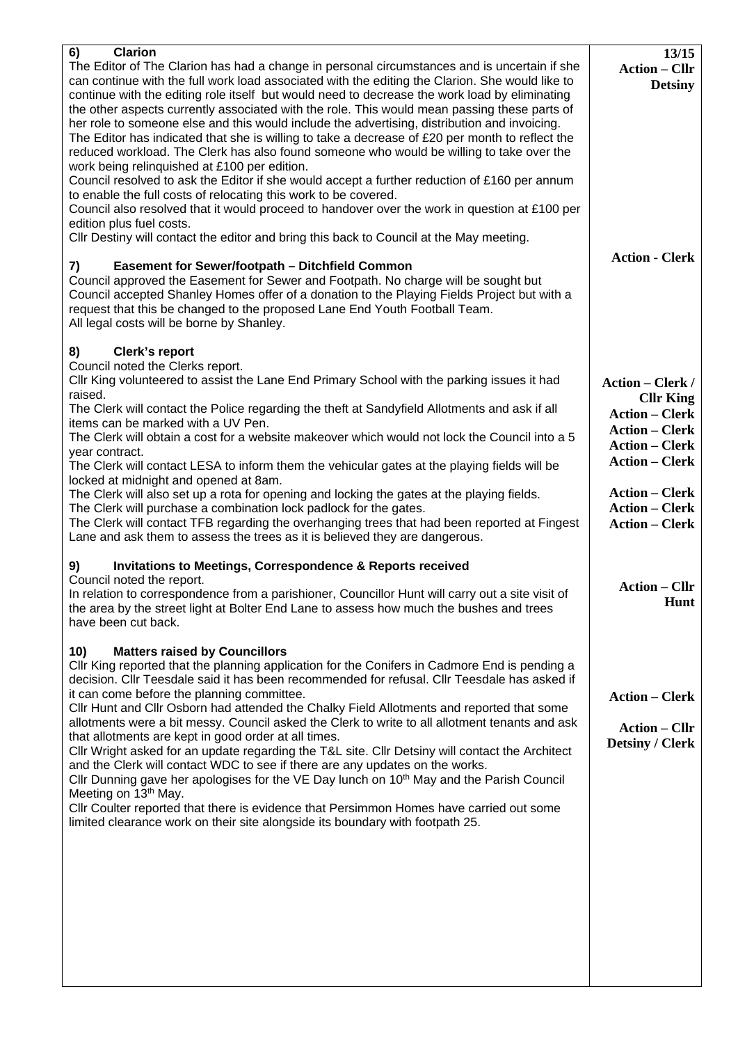### 6) Clarion

**13/15**

The Editor of The Clarion has had a change in personal circumstances and is uncertain if she can continue with the full work load associated with the editing the Clarion. She would like to continue with the editing role itself but would need to decrease the work load by eliminating the other aspects currently associated with the role. This would mean passing these parts of her role to someone else and this would include the advertising, distribution and invoicing. The Editor has indicated that she is willing to take a decrease of £20 per month to reflect the reduced workload. The Clerk has also found someone who would be willing to take over the work being relinquished at £100 per edition.

Council resolved to ask the Editor if she would accept a further reduction of £160 per annum to enable the full costs of relocating this work to be covered.

Council also resolved that it would proceed to handover over the work in question at £100 per edition plus fuel costs.

Cllr Destiny will contact the editor and bring this back to Council at the May meeting. **Action – Cllr Detsiny**

### 7) Easement for Sewer/footpath – Ditchfield Common

**Action - Clerk**

Council approved the Easement for Sewer and Footpath. No charge will be sought but Council accepted Shanley Homes offer of a donation to the Playing Fields Project but with a request that this be changed to the proposed Lane End Youth Football Team.

All legal costs will be borne by Shanley.

### 8) Clerk's report

Council noted the Clerks report.

Cllr King volunteered to assist the Lane End Primary School with the parking issues it had raised. **Action – Clerk / Cllr King**

The Clerk will contact the Police regarding the theft at Sandyfield Allotments and ask if all items can be marked with a UV Pen. **Action – Clerk**

The Clerk will obtain a cost for a website makeover which would not lock the Council into a 5 year contract. **Action – Clerk**

The Clerk will contact LESA to inform them the vehicular gates at the playing fields will be locked at midnight and opened at 8am. **Action – Clerk** **Action – Clerk**

The Clerk will also set up a rota for opening and locking the gates at the playing fields. **Action – Clerk**

The Clerk will purchase a combination lock padlock for the gates. **Action – Clerk**

The Clerk will contact TFB regarding the overhanging trees that had been reported at Fingest Lane and ask them to assess the trees as it is believed they are dangerous. **Action – Clerk**

### 9) Invitations to Meetings, Correspondence & Reports received

Council noted the report.

In relation to correspondence from a parishioner, Councillor Hunt will carry out a site visit of the area by the street light at Bolter End Lane to assess how much the bushes and trees have been cut back. **Action – Cllr Hunt**

### 10) Matters raised by Councillors

Cllr King reported that the planning application for the Conifers in Cadmore End is pending a decision. Cllr Teesdale said it has been recommended for refusal. Cllr Teesdale has asked if it can come before the planning committee.

Cllr Hunt and Cllr Osborn had attended the Chalky Field Allotments and reported that some allotments were a bit messy. Council asked the Clerk to write to all allotment tenants and ask that allotments are kept in good order at all times. **Action – Clerk**

Cllr Wright asked for an update regarding the T&L site. Cllr Detsiny will contact the Architect and the Clerk will contact WDC to see if there are any updates on the works. **Action – Cllr Detsiny / Clerk**

Cllr Dunning gave her apologises for the VE Day lunch on 10th May and the Parish Council Meeting on 13th May.

Cllr Coulter reported that there is evidence that Persimmon Homes have carried out some limited clearance work on their site alongside its boundary with footpath 25.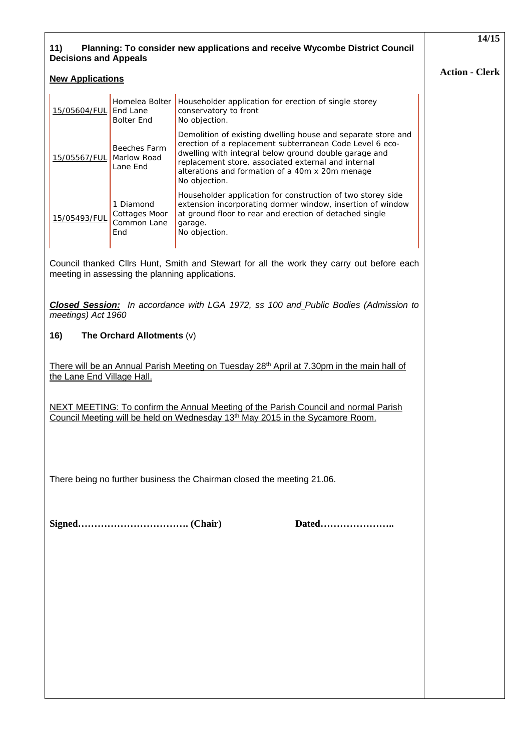## 11) Planning: To consider new applications and receive Wycombe District Council Decisions and Appeals

**Action - Clerk**

**New Applications**

| | | |
|---|---|---|
| 15/05604/FUL | Homelea Bolter End Lane Bolter End | Householder application for erection of single storey conservatory to front<br>No objection. |
| 15/05567/FUL | Beeches Farm Marlow Road Lane End | Demolition of existing dwelling house and separate store and erection of a replacement subterranean Code Level 6 eco-dwelling with integral below ground double garage and replacement store, associated external and internal alterations and formation of a 40m x 20m menage<br>No objection. |
| 15/05493/FUL | 1 Diamond Cottages Moor Common Lane End | Householder application for construction of two storey side extension incorporating dormer window, insertion of window at ground floor to rear and erection of detached single garage.<br>No objection. |

Council thanked Cllrs Hunt, Smith and Stewart for all the work they carry out before each meeting in assessing the planning applications.

***Closed Session:*** *In accordance with LGA 1972, ss 100 and Public Bodies (Admission to meetings) Act 1960*

**16) The Orchard Allotments** (v)

There will be an Annual Parish Meeting on Tuesday 28th April at 7.30pm in the main hall of the Lane End Village Hall.

NEXT MEETING: To confirm the Annual Meeting of the Parish Council and normal Parish Council Meeting will be held on Wednesday 13th May 2015 in the Sycamore Room.

There being no further business the Chairman closed the meeting 21.06.

**Signed……………………………. (Chair)** **Dated…………………..**